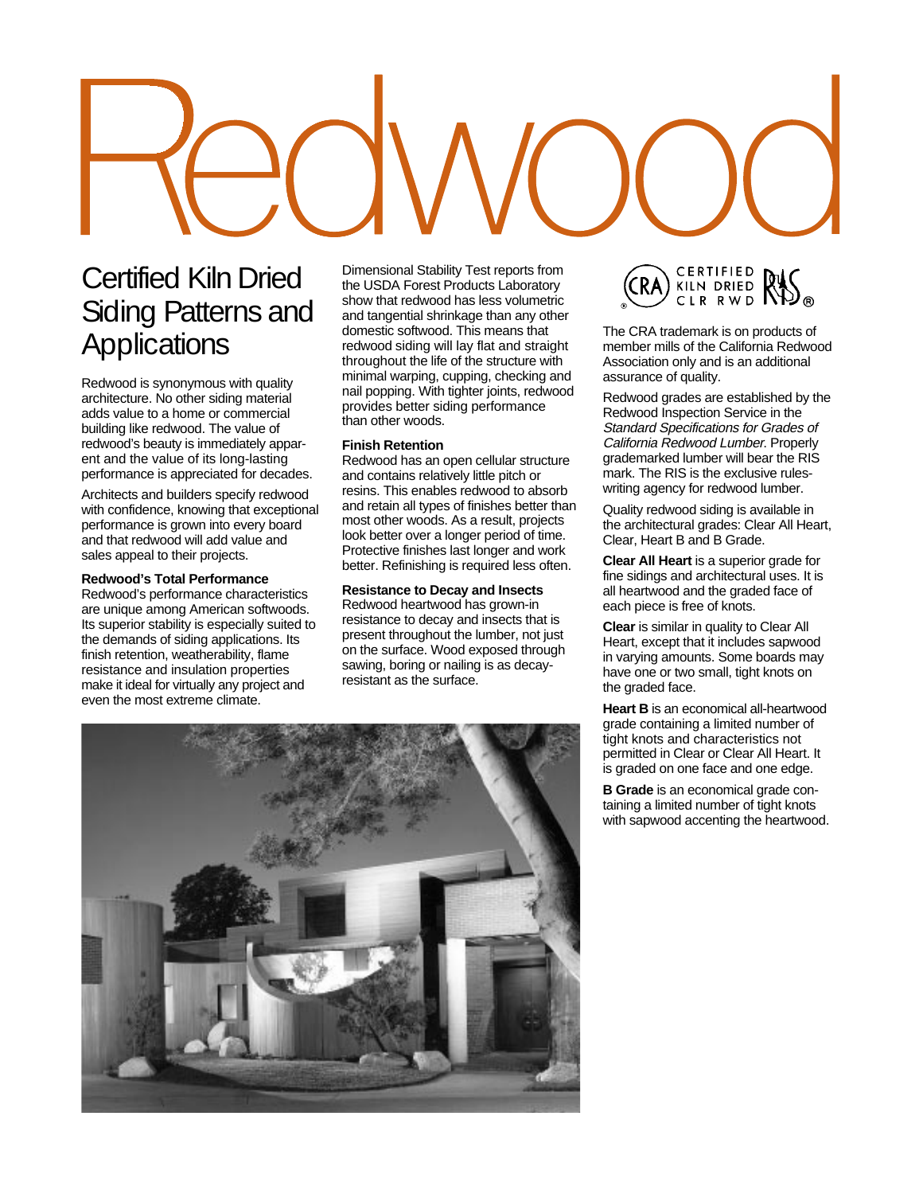# Redwood

## Certified Kiln Dried Siding Patterns and Applications

Redwood is synonymous with quality architecture. No other siding material adds value to a home or commercial building like redwood. The value of redwood's beauty is immediately apparent and the value of its long-lasting performance is appreciated for decades.

Architects and builders specify redwood with confidence, knowing that exceptional performance is grown into every board and that redwood will add value and sales appeal to their projects.

### Redwood's Total Performance

Redwood's performance characteristics are unique among American softwoods. Its superior stability is especially suited to the demands of siding applications. Its finish retention, weatherability, flame resistance and insulation properties make it ideal for virtually any project and even the most extreme climate.

Dimensional Stability Test reports from the USDA Forest Products Laboratory show that redwood has less volumetric and tangential shrinkage than any other domestic softwood. This means that redwood siding will lay flat and straight throughout the life of the structure with minimal warping, cupping, checking and nail popping. With tighter joints, redwood provides better siding performance than other woods.

### Finish Retention

Redwood has an open cellular structure and contains relatively little pitch or resins. This enables redwood to absorb and retain all types of finishes better than most other woods. As a result, projects look better over a longer period of time. Protective finishes last longer and work better. Refinishing is required less often.

### Resistance to Decay and Insects

Redwood heartwood has grown-in resistance to decay and insects that is present throughout the lumber, not just on the surface. Wood exposed through sawing, boring or nailing is as decay-resistant as the surface.

CRA® CERTIFIED KILN DRIED CLR RWD RIS®

The CRA trademark is on products of member mills of the California Redwood Association only and is an additional assurance of quality.

Redwood grades are established by the Redwood Inspection Service in the *Standard Specifications for Grades of California Redwood Lumber.* Properly grademarked lumber will bear the RIS mark. The RIS is the exclusive rules-writing agency for redwood lumber.

Quality redwood siding is available in the architectural grades: Clear All Heart, Clear, Heart B and B Grade.

**Clear All Heart** is a superior grade for fine sidings and architectural uses. It is all heartwood and the graded face of each piece is free of knots.

**Clear** is similar in quality to Clear All Heart, except that it includes sapwood in varying amounts. Some boards may have one or two small, tight knots on the graded face.

**Heart B** is an economical all-heartwood grade containing a limited number of tight knots and characteristics not permitted in Clear or Clear All Heart. It is graded on one face and one edge.

**B Grade** is an economical grade containing a limited number of tight knots with sapwood accenting the heartwood.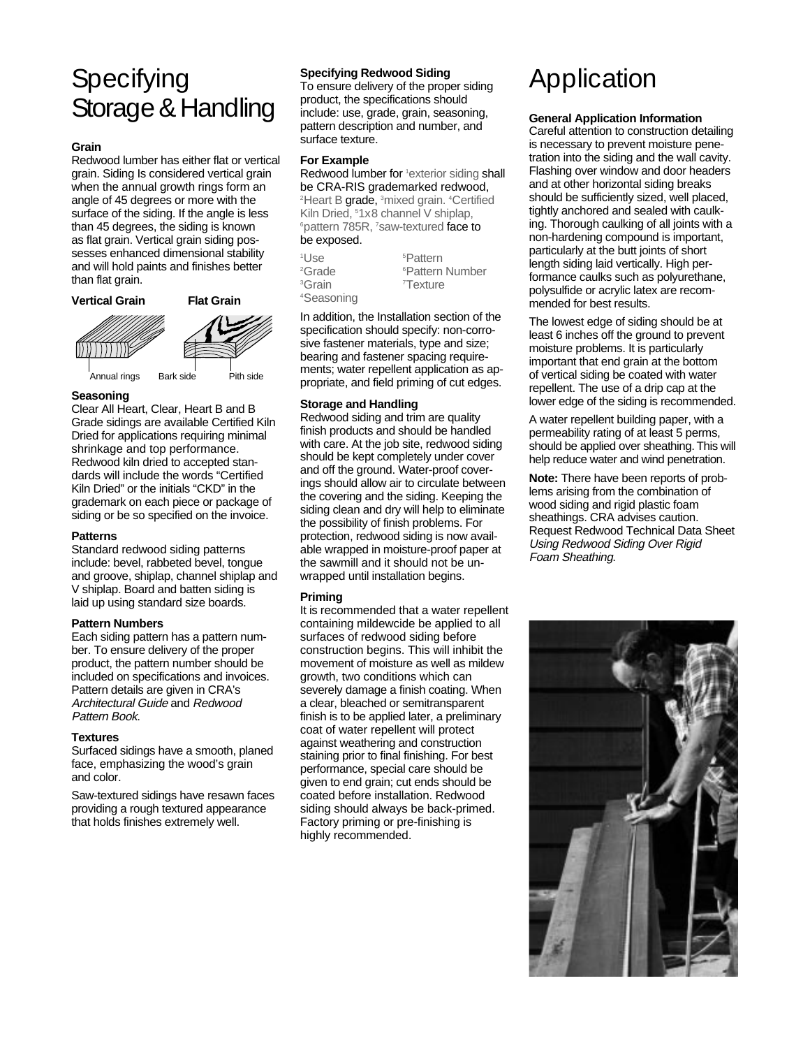# Specifying Storage & Handling

### Grain

Redwood lumber has either flat or vertical grain. Siding Is considered vertical grain when the annual growth rings form an angle of 45 degrees or more with the surface of the siding. If the angle is less than 45 degrees, the siding is known as flat grain. Vertical grain siding possesses enhanced dimensional stability and will hold paints and finishes better than flat grain.

**Vertical Grain** **Flat Grain**

Annual rings Bark side Pith side

### Seasoning

Clear All Heart, Clear, Heart B and B Grade sidings are available Certified Kiln Dried for applications requiring minimal shrinkage and top performance. Redwood kiln dried to accepted standards will include the words "Certified Kiln Dried" or the initials "CKD" in the grademark on each piece or package of siding or be so specified on the invoice.

### Patterns

Standard redwood siding patterns include: bevel, rabbeted bevel, tongue and groove, shiplap, channel shiplap and V shiplap. Board and batten siding is laid up using standard size boards.

### Pattern Numbers

Each siding pattern has a pattern number. To ensure delivery of the proper product, the pattern number should be included on specifications and invoices. Pattern details are given in CRA's *Architectural Guide* and *Redwood Pattern Book.*

### Textures

Surfaced sidings have a smooth, planed face, emphasizing the wood's grain and color.

Saw-textured sidings have resawn faces providing a rough textured appearance that holds finishes extremely well.

### Specifying Redwood Siding

To ensure delivery of the proper siding product, the specifications should include: use, grade, grain, seasoning, pattern description and number, and surface texture.

### For Example

Redwood lumber for [1]exterior siding shall be CRA-RIS grademarked redwood, [2]Heart B grade, [3]mixed grain. [4]Certified Kiln Dried, [5]1x8 channel V shiplap, [6]pattern 785R, [7]saw-textured face to be exposed.

[1]Use
[2]Grade
[3]Grain
[4]Seasoning
[5]Pattern
[6]Pattern Number
[7]Texture

In addition, the Installation section of the specification should specify: non-corrosive fastener materials, type and size; bearing and fastener spacing requirements; water repellent application as appropriate, and field priming of cut edges.

### Storage and Handling

Redwood siding and trim are quality finish products and should be handled with care. At the job site, redwood siding should be kept completely under cover and off the ground. Water-proof coverings should allow air to circulate between the covering and the siding. Keeping the siding clean and dry will help to eliminate the possibility of finish problems. For protection, redwood siding is now available wrapped in moisture-proof paper at the sawmill and it should not be unwrapped until installation begins.

### Priming

It is recommended that a water repellent containing mildewcide be applied to all surfaces of redwood siding before construction begins. This will inhibit the movement of moisture as well as mildew growth, two conditions which can severely damage a finish coating. When a clear, bleached or semitransparent finish is to be applied later, a preliminary coat of water repellent will protect against weathering and construction staining prior to final finishing. For best performance, special care should be given to end grain; cut ends should be coated before installation. Redwood siding should always be back-primed. Factory priming or pre-finishing is highly recommended.

# Application

### General Application Information

Careful attention to construction detailing is necessary to prevent moisture penetration into the siding and the wall cavity. Flashing over window and door headers and at other horizontal siding breaks should be sufficiently sized, well placed, tightly anchored and sealed with caulking. Thorough caulking of all joints with a non-hardening compound is important, particularly at the butt joints of short length siding laid vertically. High performance caulks such as polyurethane, polysulfide or acrylic latex are recommended for best results.

The lowest edge of siding should be at least 6 inches off the ground to prevent moisture problems. It is particularly important that end grain at the bottom of vertical siding be coated with water repellent. The use of a drip cap at the lower edge of the siding is recommended.

A water repellent building paper, with a permeability rating of at least 5 perms, should be applied over sheathing. This will help reduce water and wind penetration.

**Note:** There have been reports of problems arising from the combination of wood siding and rigid plastic foam sheathings. CRA advises caution. Request Redwood Technical Data Sheet *Using Redwood Siding Over Rigid Foam Sheathing.*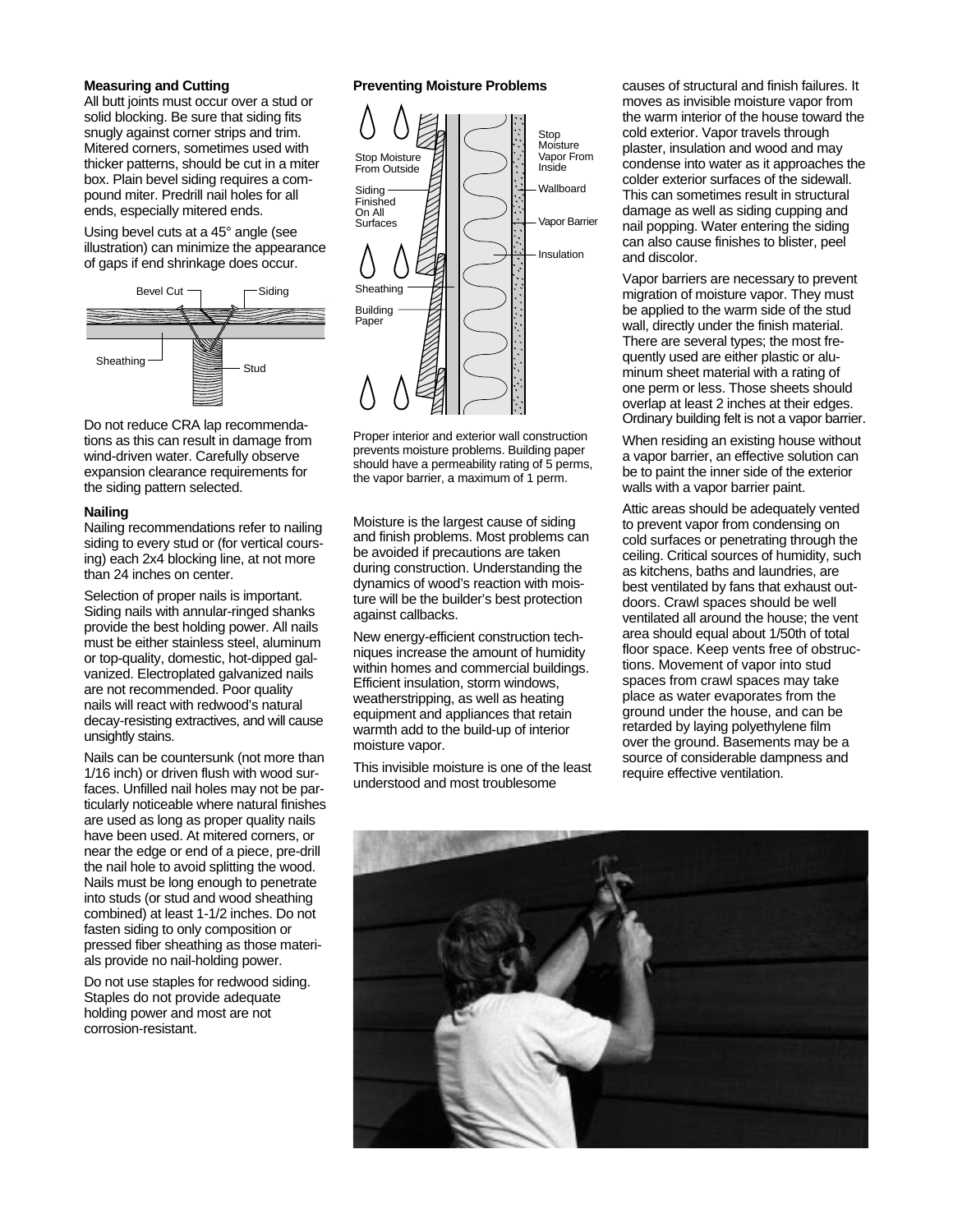### Measuring and Cutting

All butt joints must occur over a stud or solid blocking. Be sure that siding fits snugly against corner strips and trim. Mitered corners, sometimes used with thicker patterns, should be cut in a miter box. Plain bevel siding requires a compound miter. Predrill nail holes for all ends, especially mitered ends.

Using bevel cuts at a 45° angle (see illustration) can minimize the appearance of gaps if end shrinkage does occur.

Bevel Cut — Siding — Sheathing — Stud

Do not reduce CRA lap recommendations as this can result in damage from wind-driven water. Carefully observe expansion clearance requirements for the siding pattern selected.

### Nailing

Nailing recommendations refer to nailing siding to every stud or (for vertical coursing) each 2x4 blocking line, at not more than 24 inches on center.

Selection of proper nails is important. Siding nails with annular-ringed shanks provide the best holding power. All nails must be either stainless steel, aluminum or top-quality, domestic, hot-dipped galvanized. Electroplated galvanized nails are not recommended. Poor quality nails will react with redwood's natural decay-resisting extractives, and will cause unsightly stains.

Nails can be countersunk (not more than 1/16 inch) or driven flush with wood surfaces. Unfilled nail holes may not be particularly noticeable where natural finishes are used as long as proper quality nails have been used. At mitered corners, or near the edge or end of a piece, pre-drill the nail hole to avoid splitting the wood. Nails must be long enough to penetrate into studs (or stud and wood sheathing combined) at least 1-1/2 inches. Do not fasten siding to only composition or pressed fiber sheathing as those materials provide no nail-holding power.

Do not use staples for redwood siding. Staples do not provide adequate holding power and most are not corrosion-resistant.

### Preventing Moisture Problems

Stop Moisture From Outside — Siding Finished On All Surfaces — Sheathing — Building Paper — Stop Moisture Vapor From Inside — Wallboard — Vapor Barrier — Insulation

Proper interior and exterior wall construction prevents moisture problems. Building paper should have a permeability rating of 5 perms, the vapor barrier, a maximum of 1 perm.

Moisture is the largest cause of siding and finish problems. Most problems can be avoided if precautions are taken during construction. Understanding the dynamics of wood's reaction with moisture will be the builder's best protection against callbacks.

New energy-efficient construction techniques increase the amount of humidity within homes and commercial buildings. Efficient insulation, storm windows, weatherstripping, as well as heating equipment and appliances that retain warmth add to the build-up of interior moisture vapor.

This invisible moisture is one of the least understood and most troublesome causes of structural and finish failures. It moves as invisible moisture vapor from the warm interior of the house toward the cold exterior. Vapor travels through plaster, insulation and wood and may condense into water as it approaches the colder exterior surfaces of the sidewall. This can sometimes result in structural damage as well as siding cupping and nail popping. Water entering the siding can also cause finishes to blister, peel and discolor.

Vapor barriers are necessary to prevent migration of moisture vapor. They must be applied to the warm side of the stud wall, directly under the finish material. There are several types; the most frequently used are either plastic or aluminum sheet material with a rating of one perm or less. Those sheets should overlap at least 2 inches at their edges. Ordinary building felt is not a vapor barrier.

When residing an existing house without a vapor barrier, an effective solution can be to paint the inner side of the exterior walls with a vapor barrier paint.

Attic areas should be adequately vented to prevent vapor from condensing on cold surfaces or penetrating through the ceiling. Critical sources of humidity, such as kitchens, baths and laundries, are best ventilated by fans that exhaust outdoors. Crawl spaces should be well ventilated all around the house; the vent area should equal about 1/50th of total floor space. Keep vents free of obstructions. Movement of vapor into stud spaces from crawl spaces may take place as water evaporates from the ground under the house, and can be retarded by laying polyethylene film over the ground. Basements may be a source of considerable dampness and require effective ventilation.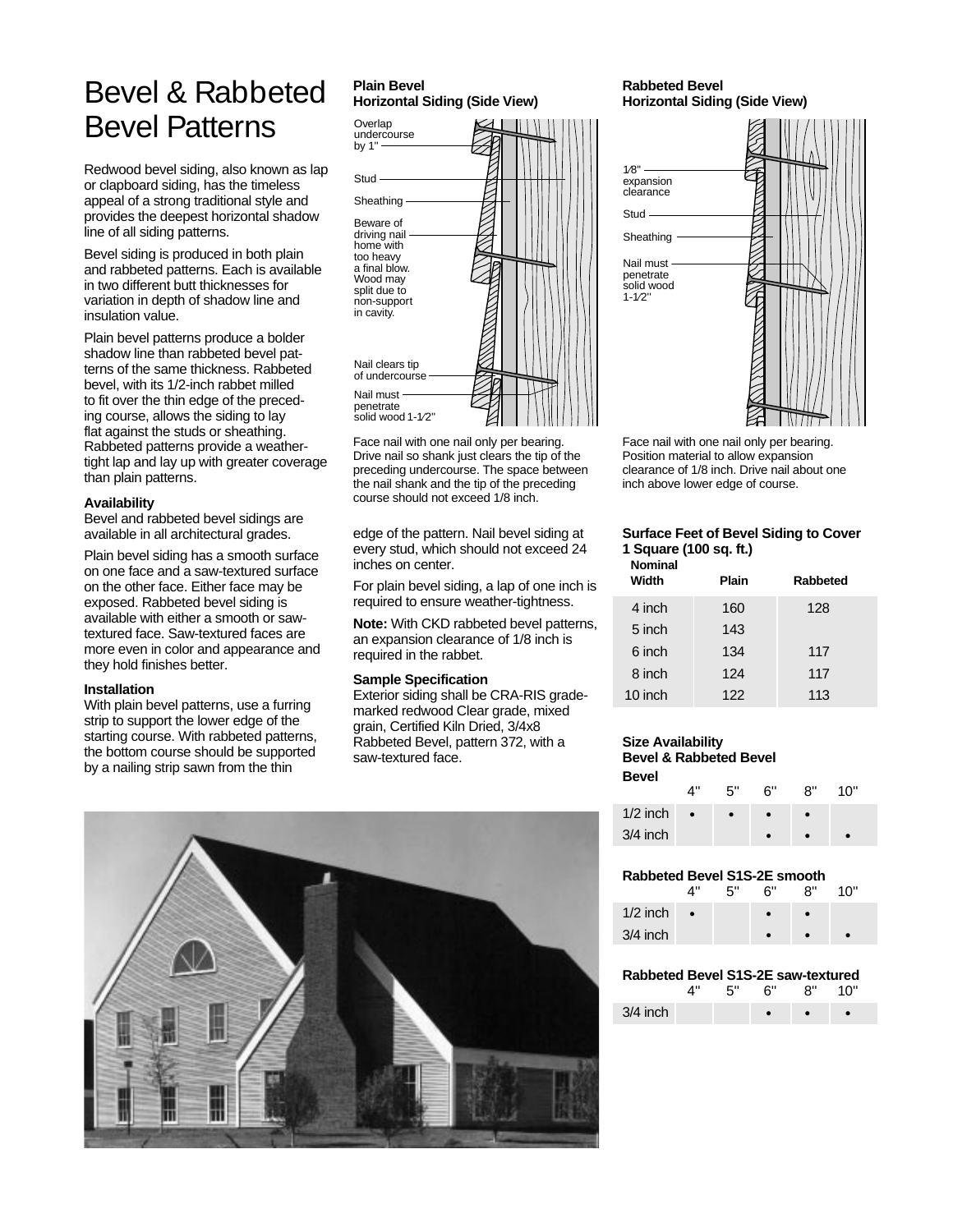# Bevel & Rabbeted Bevel Patterns

Redwood bevel siding, also known as lap or clapboard siding, has the timeless appeal of a strong traditional style and provides the deepest horizontal shadow line of all siding patterns.

Bevel siding is produced in both plain and rabbeted patterns. Each is available in two different butt thicknesses for variation in depth of shadow line and insulation value.

Plain bevel patterns produce a bolder shadow line than rabbeted bevel patterns of the same thickness. Rabbeted bevel, with its 1/2-inch rabbet milled to fit over the thin edge of the preceding course, allows the siding to lay flat against the studs or sheathing. Rabbeted patterns provide a weather-tight lap and lay up with greater coverage than plain patterns.

### Availability

Bevel and rabbeted bevel sidings are available in all architectural grades.

Plain bevel siding has a smooth surface on one face and a saw-textured surface on the other face. Either face may be exposed. Rabbeted bevel siding is available with either a smooth or saw-textured face. Saw-textured faces are more even in color and appearance and they hold finishes better.

### Installation

With plain bevel patterns, use a furring strip to support the lower edge of the starting course. With rabbeted patterns, the bottom course should be supported by a nailing strip sawn from the thin edge of the pattern. Nail bevel siding at every stud, which should not exceed 24 inches on center.

For plain bevel siding, a lap of one inch is required to ensure weather-tightness.

**Note:** With CKD rabbeted bevel patterns, an expansion clearance of 1/8 inch is required in the rabbet.

### Sample Specification

Exterior siding shall be CRA-RIS grade-marked redwood Clear grade, mixed grain, Certified Kiln Dried, 3/4x8 Rabbeted Bevel, pattern 372, with a saw-textured face.

**Plain Bevel Horizontal Siding (Side View)**

Overlap undercourse by 1" — Stud — Sheathing — Beware of driving nail home with too heavy a final blow. Wood may split due to non-support in cavity. — Nail clears tip of undercourse — Nail must penetrate solid wood 1-1⁄2"

Face nail with one nail only per bearing. Drive nail so shank just clears the tip of the preceding undercourse. The space between the nail shank and the tip of the preceding course should not exceed 1/8 inch.

**Rabbeted Bevel Horizontal Siding (Side View)**

1⁄8" expansion clearance — Stud — Sheathing — Nail must penetrate solid wood 1-1⁄2"

Face nail with one nail only per bearing. Position material to allow expansion clearance of 1/8 inch. Drive nail about one inch above lower edge of course.

### Surface Feet of Bevel Siding to Cover 1 Square (100 sq. ft.)

| Nominal Width | Plain | Rabbeted |
|---|---|---|
| 4 inch | 160 | 128 |
| 5 inch | 143 | |
| 6 inch | 134 | 117 |
| 8 inch | 124 | 117 |
| 10 inch | 122 | 113 |

### Size Availability Bevel & Rabbeted Bevel

**Bevel**

| | 4" | 5" | 6" | 8" | 10" |
|---|---|---|---|---|---|
| 1/2 inch | • | • | • | • | |
| 3/4 inch | | | • | • | • |

**Rabbeted Bevel S1S-2E smooth**

| | 4" | 5" | 6" | 8" | 10" |
|---|---|---|---|---|---|
| 1/2 inch | • | | • | • | |
| 3/4 inch | | | • | • | • |

**Rabbeted Bevel S1S-2E saw-textured**

| | 4" | 5" | 6" | 8" | 10" |
|---|---|---|---|---|---|
| 3/4 inch | | | • | • | • |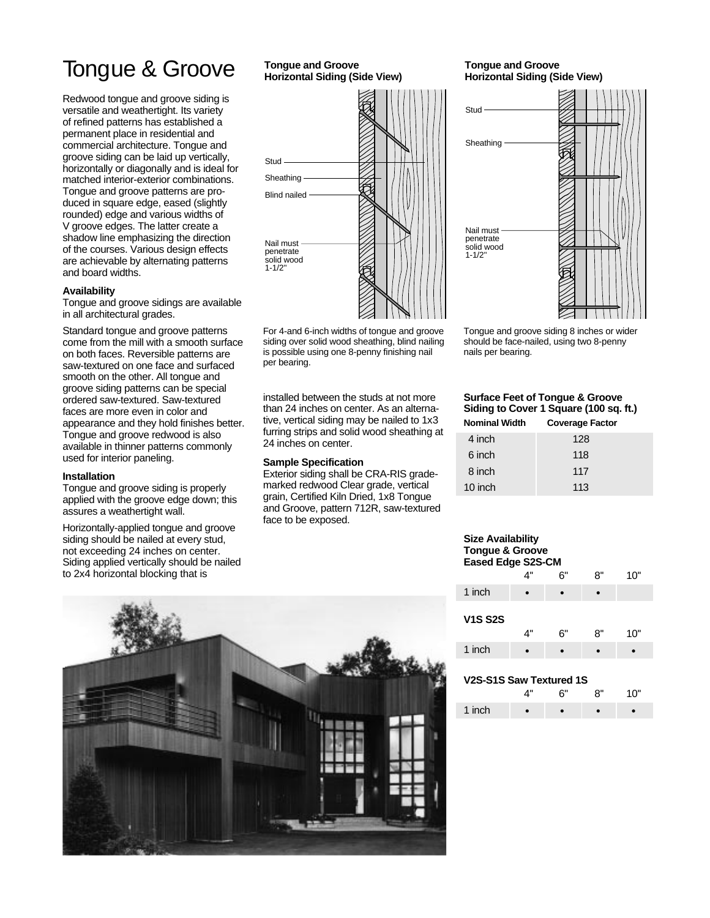# Tongue & Groove

Redwood tongue and groove siding is versatile and weathertight. Its variety of refined patterns has established a permanent place in residential and commercial architecture. Tongue and groove siding can be laid up vertically, horizontally or diagonally and is ideal for matched interior-exterior combinations. Tongue and groove patterns are produced in square edge, eased (slightly rounded) edge and various widths of V groove edges. The latter create a shadow line emphasizing the direction of the courses. Various design effects are achievable by alternating patterns and board widths.

**Availability**

Tongue and groove sidings are available in all architectural grades.

Standard tongue and groove patterns come from the mill with a smooth surface on both faces. Reversible patterns are saw-textured on one face and surfaced smooth on the other. All tongue and groove siding patterns can be special ordered saw-textured. Saw-textured faces are more even in color and appearance and they hold finishes better. Tongue and groove redwood is also available in thinner patterns commonly used for interior paneling.

**Installation**

Tongue and groove siding is properly applied with the groove edge down; this assures a weathertight wall.

Horizontally-applied tongue and groove siding should be nailed at every stud, not exceeding 24 inches on center. Siding applied vertically should be nailed to 2x4 horizontal blocking that is installed between the studs at not more than 24 inches on center. As an alternative, vertical siding may be nailed to 1x3 furring strips and solid wood sheathing at 24 inches on center.

**Sample Specification**

Exterior siding shall be CRA-RIS grade-marked redwood Clear grade, vertical grain, Certified Kiln Dried, 1x8 Tongue and Groove, pattern 712R, saw-textured face to be exposed.

**Tongue and Groove Horizontal Siding (Side View)**

Stud

Sheathing

Blind nailed

Nail must penetrate solid wood 1-1/2"

For 4-and 6-inch widths of tongue and groove siding over solid wood sheathing, blind nailing is possible using one 8-penny finishing nail per bearing.

**Tongue and Groove Horizontal Siding (Side View)**

Stud

Sheathing

Nail must penetrate solid wood 1-1/2"

Tongue and groove siding 8 inches or wider should be face-nailed, using two 8-penny nails per bearing.

**Surface Feet of Tongue & Groove Siding to Cover 1 Square (100 sq. ft.)**

| Nominal Width | Coverage Factor |
|---|---|
| 4 inch | 128 |
| 6 inch | 118 |
| 8 inch | 117 |
| 10 inch | 113 |

**Size Availability Tongue & Groove**

**Eased Edge S2S-CM**

| | 4" | 6" | 8" | 10" |
|---|---|---|---|---|
| 1 inch | • | • | • | |

**V1S S2S**

| | 4" | 6" | 8" | 10" |
|---|---|---|---|---|
| 1 inch | • | • | • | • |

**V2S-S1S Saw Textured 1S**

| | 4" | 6" | 8" | 10" |
|---|---|---|---|---|
| 1 inch | • | • | • | • |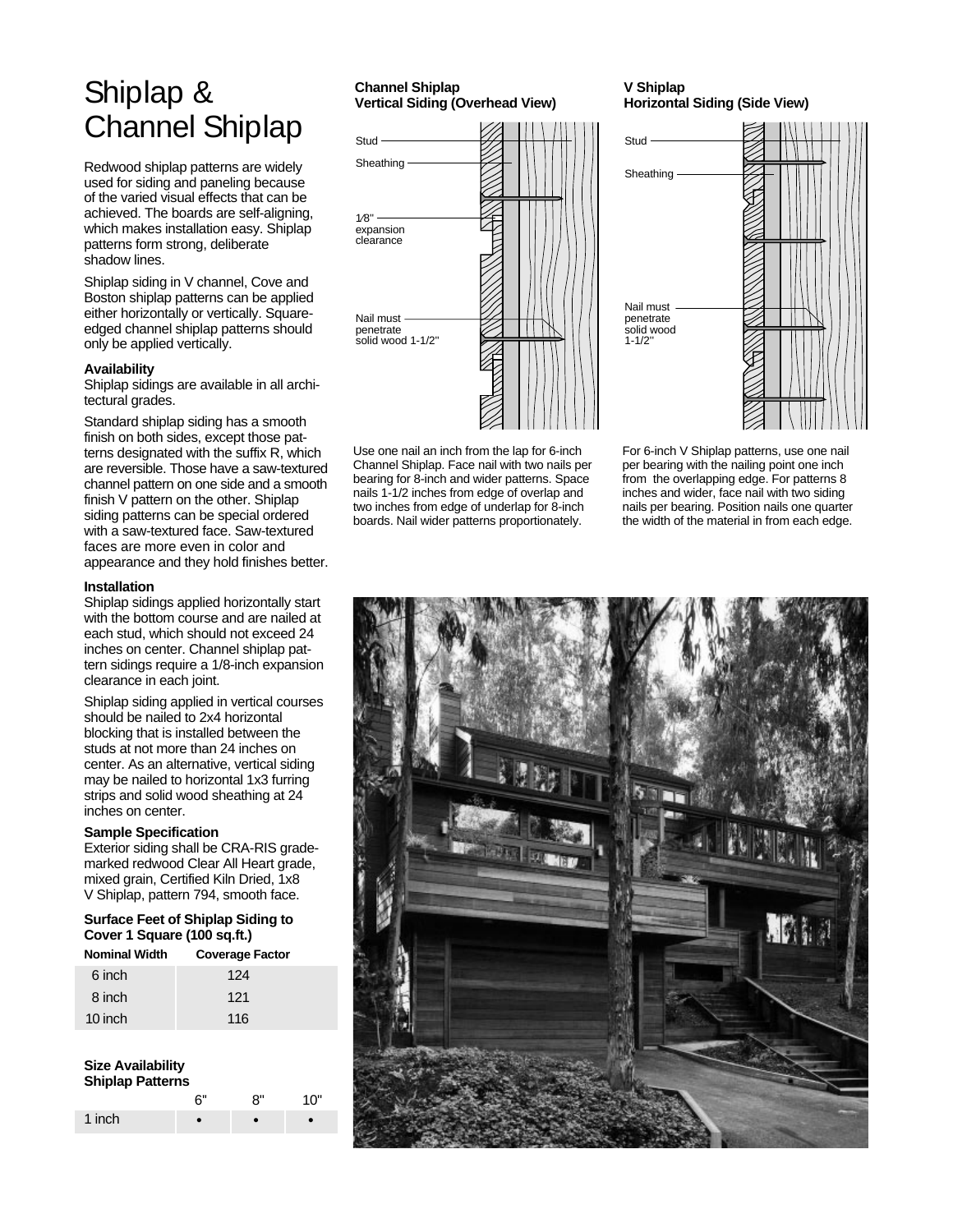# Shiplap & Channel Shiplap

Redwood shiplap patterns are widely used for siding and paneling because of the varied visual effects that can be achieved. The boards are self-aligning, which makes installation easy. Shiplap patterns form strong, deliberate shadow lines.

Shiplap siding in V channel, Cove and Boston shiplap patterns can be applied either horizontally or vertically. Square-edged channel shiplap patterns should only be applied vertically.

**Availability**

Shiplap sidings are available in all architectural grades.

Standard shiplap siding has a smooth finish on both sides, except those patterns designated with the suffix R, which are reversible. Those have a saw-textured channel pattern on one side and a smooth finish V pattern on the other. Shiplap siding patterns can be special ordered with a saw-textured face. Saw-textured faces are more even in color and appearance and they hold finishes better.

**Installation**

Shiplap sidings applied horizontally start with the bottom course and are nailed at each stud, which should not exceed 24 inches on center. Channel shiplap pattern sidings require a 1/8-inch expansion clearance in each joint.

Shiplap siding applied in vertical courses should be nailed to 2x4 horizontal blocking that is installed between the studs at not more than 24 inches on center. As an alternative, vertical siding may be nailed to horizontal 1x3 furring strips and solid wood sheathing at 24 inches on center.

**Sample Specification**

Exterior siding shall be CRA-RIS grade-marked redwood Clear All Heart grade, mixed grain, Certified Kiln Dried, 1x8 V Shiplap, pattern 794, smooth face.

**Surface Feet of Shiplap Siding to Cover 1 Square (100 sq.ft.)**

| Nominal Width | Coverage Factor |
|---|---|
| 6 inch | 124 |
| 8 inch | 121 |
| 10 inch | 116 |

**Size Availability Shiplap Patterns**

| | 6" | 8" | 10" |
|---|---|---|---|
| 1 inch | • | • | • |

**Channel Shiplap Vertical Siding (Overhead View)**

Stud
Sheathing
1⁄8" expansion clearance
Nail must penetrate solid wood 1-1/2"

Use one nail an inch from the lap for 6-inch Channel Shiplap. Face nail with two nails per bearing for 8-inch and wider patterns. Space nails 1-1/2 inches from edge of overlap and two inches from edge of underlap for 8-inch boards. Nail wider patterns proportionately.

**V Shiplap Horizontal Siding (Side View)**

Stud
Sheathing
Nail must penetrate solid wood 1-1/2"

For 6-inch V Shiplap patterns, use one nail per bearing with the nailing point one inch from the overlapping edge. For patterns 8 inches and wider, face nail with two siding nails per bearing. Position nails one quarter the width of the material in from each edge.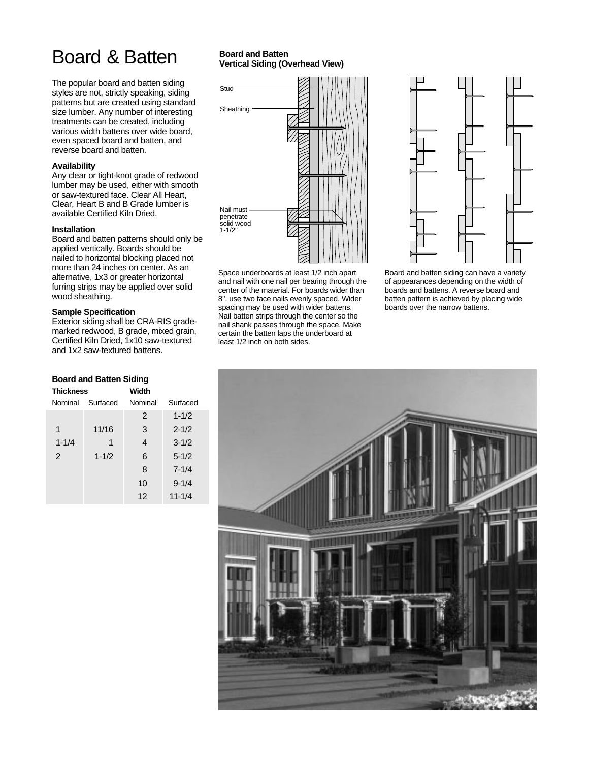# Board & Batten

The popular board and batten siding styles are not, strictly speaking, siding patterns but are created using standard size lumber. Any number of interesting treatments can be created, including various width battens over wide board, even spaced board and batten, and reverse board and batten.

### Availability

Any clear or tight-knot grade of redwood lumber may be used, either with smooth or saw-textured face. Clear All Heart, Clear, Heart B and B Grade lumber is available Certified Kiln Dried.

### Installation

Board and batten patterns should only be applied vertically. Boards should be nailed to horizontal blocking placed not more than 24 inches on center. As an alternative, 1x3 or greater horizontal furring strips may be applied over solid wood sheathing.

### Sample Specification

Exterior siding shall be CRA-RIS grade-marked redwood, B grade, mixed grain, Certified Kiln Dried, 1x10 saw-textured and 1x2 saw-textured battens.

**Board and Batten Vertical Siding (Overhead View)**

Stud

Sheathing

Nail must penetrate solid wood 1-1/2"

Space underboards at least 1/2 inch apart and nail with one nail per bearing through the center of the material. For boards wider than 8", use two face nails evenly spaced. Wider spacing may be used with wider battens. Nail batten strips through the center so the nail shank passes through the space. Make certain the batten laps the underboard at least 1/2 inch on both sides.

Board and batten siding can have a variety of appearances depending on the width of boards and battens. A reverse board and batten pattern is achieved by placing wide boards over the narrow battens.

**Board and Batten Siding**

| Thickness | | Width | |
|---|---|---|---|
| Nominal | Surfaced | Nominal | Surfaced |
| | | 2 | 1-1/2 |
| 1 | 11/16 | 3 | 2-1/2 |
| 1-1/4 | 1 | 4 | 3-1/2 |
| 2 | 1-1/2 | 6 | 5-1/2 |
| | | 8 | 7-1/4 |
| | | 10 | 9-1/4 |
| | | 12 | 11-1/4 |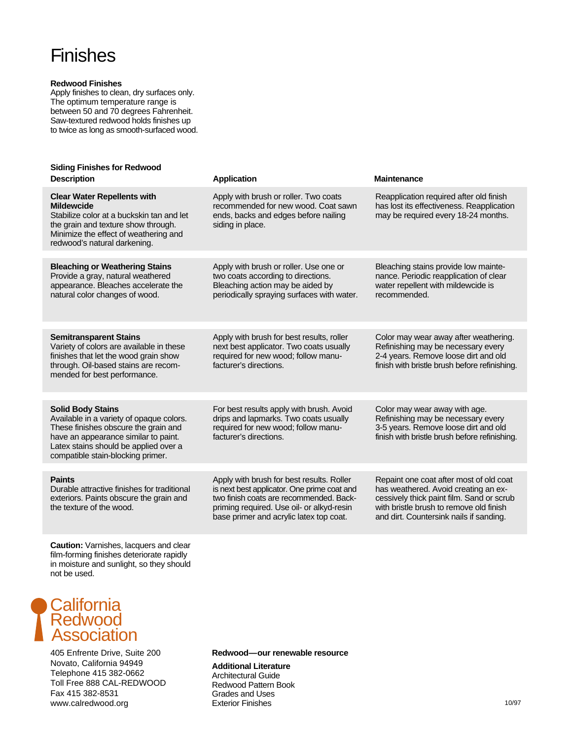# Finishes

**Redwood Finishes**
Apply finishes to clean, dry surfaces only. The optimum temperature range is between 50 and 70 degrees Fahrenheit. Saw-textured redwood holds finishes up to twice as long as smooth-surfaced wood.

**Siding Finishes for Redwood**

| Description | Application | Maintenance |
|---|---|---|
| **Clear Water Repellents with Mildewcide** Stabilize color at a buckskin tan and let the grain and texture show through. Minimize the effect of weathering and redwood's natural darkening. | Apply with brush or roller. Two coats recommended for new wood. Coat sawn ends, backs and edges before nailing siding in place. | Reapplication required after old finish has lost its effectiveness. Reapplication may be required every 18-24 months. |
| **Bleaching or Weathering Stains** Provide a gray, natural weathered appearance. Bleaches accelerate the natural color changes of wood. | Apply with brush or roller. Use one or two coats according to directions. Bleaching action may be aided by periodically spraying surfaces with water. | Bleaching stains provide low maintenance. Periodic reapplication of clear water repellent with mildewcide is recommended. |
| **Semitransparent Stains** Variety of colors are available in these finishes that let the wood grain show through. Oil-based stains are recommended for best performance. | Apply with brush for best results, roller next best applicator. Two coats usually required for new wood; follow manufacturer's directions. | Color may wear away after weathering. Refinishing may be necessary every 2-4 years. Remove loose dirt and old finish with bristle brush before refinishing. |
| **Solid Body Stains** Available in a variety of opaque colors. These finishes obscure the grain and have an appearance similar to paint. Latex stains should be applied over a compatible stain-blocking primer. | For best results apply with brush. Avoid drips and lapmarks. Two coats usually required for new wood; follow manufacturer's directions. | Color may wear away with age. Refinishing may be necessary every 3-5 years. Remove loose dirt and old finish with bristle brush before refinishing. |
| **Paints** Durable attractive finishes for traditional exteriors. Paints obscure the grain and the texture of the wood. | Apply with brush for best results. Roller is next best applicator. One prime coat and two finish coats are recommended. Back-priming required. Use oil- or alkyd-resin base primer and acrylic latex top coat. | Repaint one coat after most of old coat has weathered. Avoid creating an excessively thick paint film. Sand or scrub with bristle brush to remove old finish and dirt. Countersink nails if sanding. |

**Caution:** Varnishes, lacquers and clear film-forming finishes deteriorate rapidly in moisture and sunlight, so they should not be used.

California Redwood Association

405 Enfrente Drive, Suite 200
Novato, California 94949
Telephone 415 382-0662
Toll Free 888 CAL-REDWOOD
Fax 415 382-8531
www.calredwood.org

**Redwood—our renewable resource**

**Additional Literature**
Architectural Guide
Redwood Pattern Book
Grades and Uses
Exterior Finishes

10/97